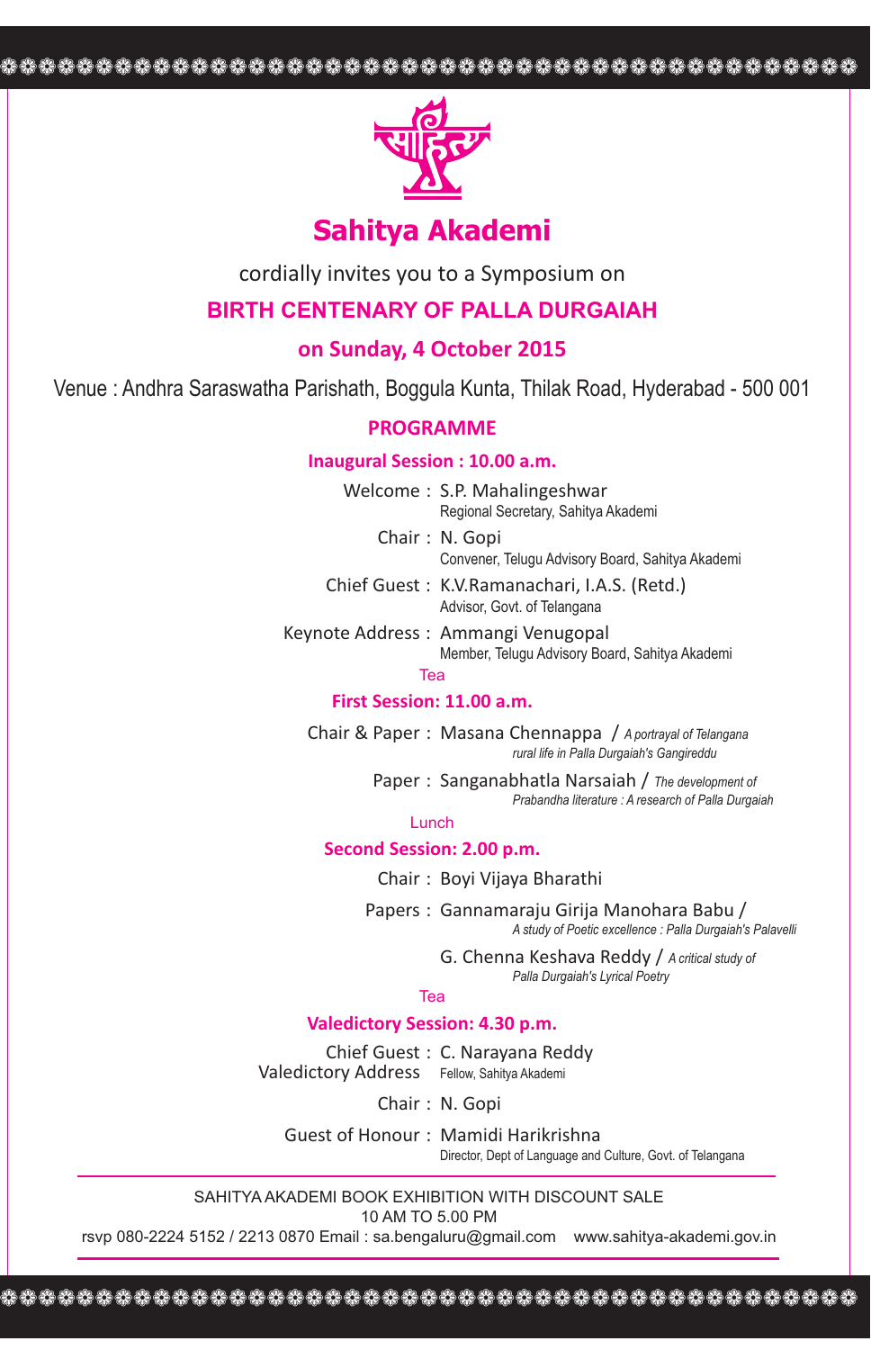# Sahitya Akademi

cordially invites you to a Symposium on

## BIRTH CENTENARY OF PALLA DURGAIAH

**on Sunday, 4 October 2015**

Venue : Andhra Saraswatha Parishath, Boggula Kunta, Thilak Road, Hyderabad - 500 001

## PROGRAMME

### Inaugural Session : 10.00 a.m.

Welcome : S.P. Mahalingeshwar
Regional Secretary, Sahitya Akademi

Chair : N. Gopi
Convener, Telugu Advisory Board, Sahitya Akademi

Chief Guest : K.V.Ramanachari, I.A.S. (Retd.)
Advisor, Govt. of Telangana

Keynote Address : Ammangi Venugopal
Member, Telugu Advisory Board, Sahitya Akademi

Tea

### First Session: 11.00 a.m.

Chair & Paper : Masana Chennappa / *A portrayal of Telangana rural life in Palla Durgaiah's Gangireddu*

Paper : Sanganabhatla Narsaiah / *The development of Prabandha literature : A research of Palla Durgaiah*

Lunch

### Second Session: 2.00 p.m.

Chair : Boyi Vijaya Bharathi

Papers : Gannamaraju Girija Manohara Babu / *A study of Poetic excellence : Palla Durgaiah's Palavelli*

G. Chenna Keshava Reddy / *A critical study of Palla Durgaiah's Lyrical Poetry*

Tea

### Valedictory Session: 4.30 p.m.

Chief Guest : C. Narayana Reddy
Valedictory Address
Fellow, Sahitya Akademi

Chair : N. Gopi

Guest of Honour : Mamidi Harikrishna
Director, Dept of Language and Culture, Govt. of Telangana

---

SAHITYA AKADEMI BOOK EXHIBITION WITH DISCOUNT SALE
10 AM TO 5.00 PM

rsvp 080-2224 5152 / 2213 0870 Email : sa.bengaluru@gmail.com www.sahitya-akademi.gov.in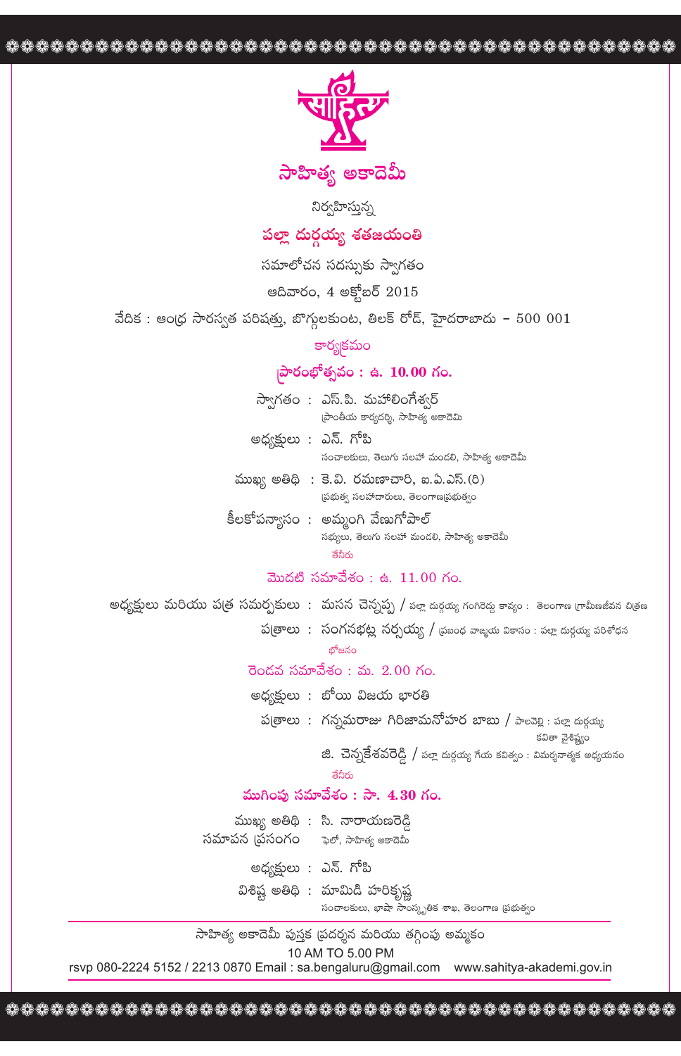# సాహిత్య అకాదెమీ

నిర్వహిస్తున్న

## పల్లా దుర్గయ్య శతజయంతి

సమాలోచన సదస్సుకు స్వాగతం

ఆదివారం, 4 అక్టోబర్ 2015

వేదిక : ఆంధ్ర సారస్వత పరిషత్తు, బొగ్గులకుంట, తిలక్ రోడ్, హైదరాబాదు – 500 001

### కార్యక్రమం

### ప్రారంభోత్సవం : ఉ. 10.00 గం.

స్వాగతం : ఎస్.పి. మహాలింగేశ్వర్
ప్రాంతీయ కార్యదర్శి, సాహిత్య అకాదెమి

అధ్యక్షులు : ఎన్. గోపి
సంచాలకులు, తెలుగు సలహా మండలి, సాహిత్య అకాదెమీ

ముఖ్య అతిథి : కె.వి. రమణాచారి, ఐ.ఏ.ఎస్.(రి)
ప్రభుత్వ సలహాదారులు, తెలంగాణప్రభుత్వం

కీలకోపన్యాసం : అమ్మంగి వేణుగోపాల్
సభ్యులు, తెలుగు సలహా మండలి, సాహిత్య అకాదెమీ

తేనీరు

### మొదటి సమావేశం : ఉ. 11.00 గం.

అధ్యక్షులు మరియు పత్ర సమర్పకులు : మసన చెన్నప్ప / పల్లా దుర్గయ్య గంగిరెద్దు కావ్యం : తెలంగాణ గ్రామీణజీవన చిత్రణ

పత్రాలు : సంగనభట్ల నర్సయ్య / ప్రబంధ వాఙ్మయ వికాసం : పల్లా దుర్గయ్య పరిశోధన

భోజనం

### రెండవ సమావేశం : మ. 2.00 గం.

అధ్యక్షులు : బోయి విజయ భారతి

పత్రాలు : గన్నమరాజు గిరిజామనోహర బాబు / పాలవెల్లి : పల్లా దుర్గయ్య కవితా వైశిష్ట్యం

జి. చెన్నకేశవరెడ్డి / పల్లా దుర్గయ్య గేయ కవిత్వం : విమర్శనాత్మక అధ్యయనం

తేనీరు

### ముగింపు సమావేశం : సా. 4.30 గం.

ముఖ్య అతిథి సమాపన ప్రసంగం : సి. నారాయణరెడ్డి
ఫెలో, సాహిత్య అకాదెమీ

అధ్యక్షులు : ఎన్. గోపి

విశిష్ట అతిథి : మామిడి హరికృష్ణ
సంచాలకులు, భాషా సాంస్కృతిక శాఖ, తెలంగాణ ప్రభుత్వం

---

సాహిత్య అకాదెమీ పుస్తక ప్రదర్శన మరియు తగ్గింపు అమ్మకం

10 AM TO 5.00 PM

rsvp 080-2224 5152 / 2213 0870 Email : sa.bengaluru@gmail.com www.sahitya-akademi.gov.in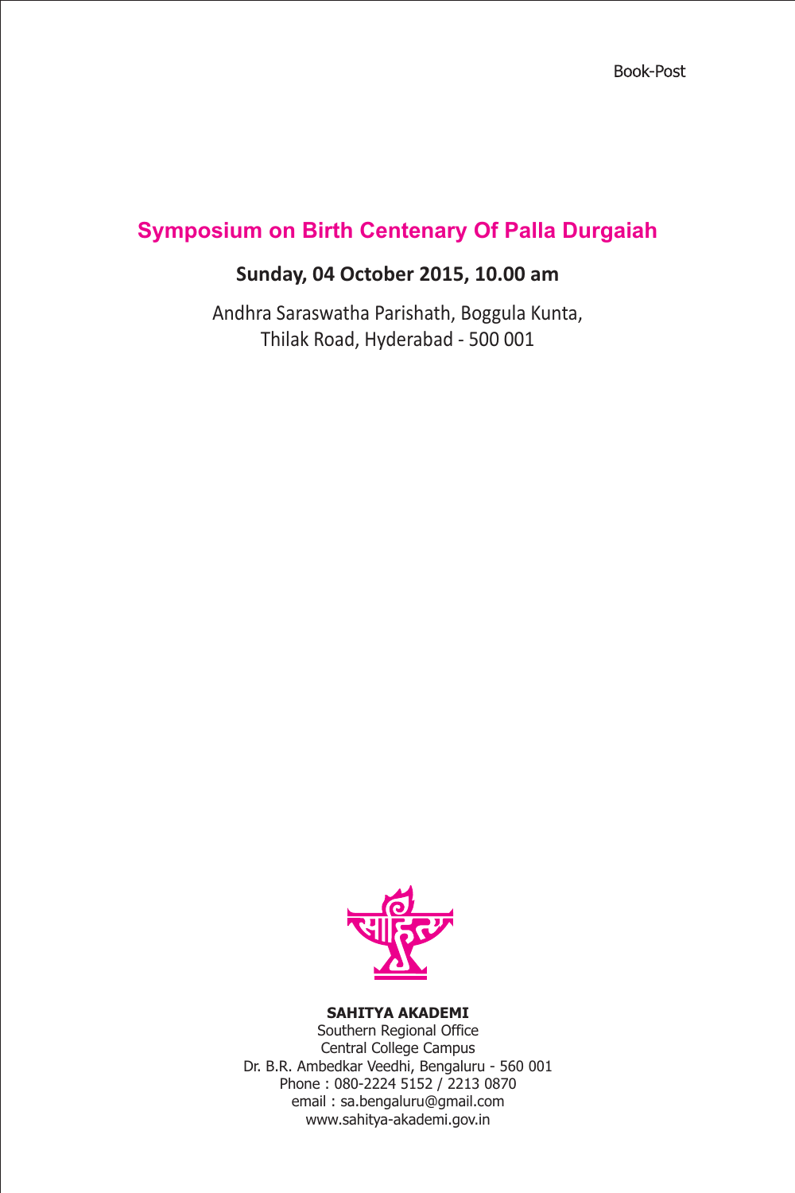Book-Post

## Symposium on Birth Centenary Of Palla Durgaiah

**Sunday, 04 October 2015, 10.00 am**

Andhra Saraswatha Parishath, Boggula Kunta,
Thilak Road, Hyderabad - 500 001

**SAHITYA AKADEMI**
Southern Regional Office
Central College Campus
Dr. B.R. Ambedkar Veedhi, Bengaluru - 560 001
Phone : 080-2224 5152 / 2213 0870
email : sa.bengaluru@gmail.com
www.sahitya-akademi.gov.in